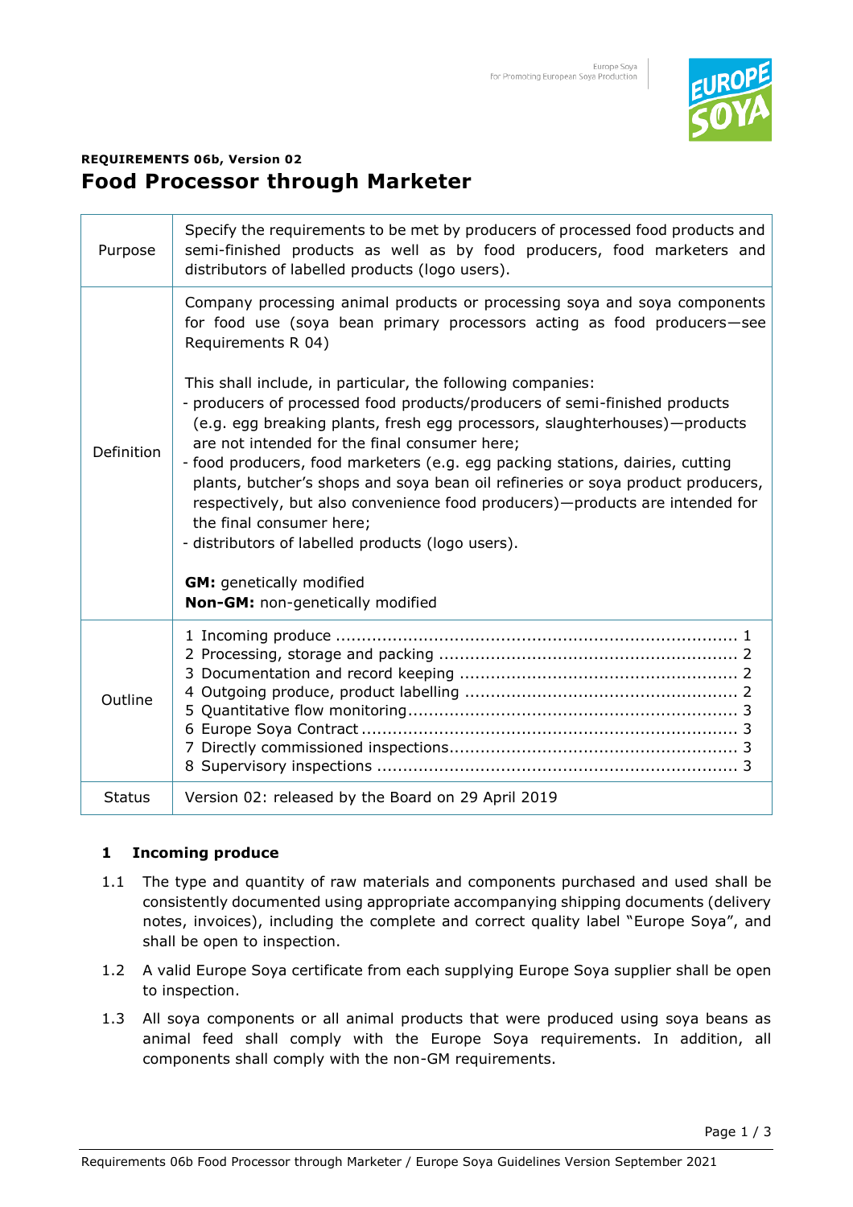**REQUIREMENTS 06b, Version 02**

# Food Processor through Marketer

| | |
|---|---|
| Purpose | Specify the requirements to be met by producers of processed food products and semi-finished products as well as by food producers, food marketers and distributors of labelled products (logo users). |
| Definition | Company processing animal products or processing soya and soya components for food use (soya bean primary processors acting as food producers—see Requirements R 04)<br><br>This shall include, in particular, the following companies:<br>- producers of processed food products/producers of semi-finished products (e.g. egg breaking plants, fresh egg processors, slaughterhouses)—products are not intended for the final consumer here;<br>- food producers, food marketers (e.g. egg packing stations, dairies, cutting plants, butcher's shops and soya bean oil refineries or soya product producers, respectively, but also convenience food producers)—products are intended for the final consumer here;<br>- distributors of labelled products (logo users).<br><br>**GM:** genetically modified<br>**Non-GM:** non-genetically modified |
| Outline | 1 Incoming produce ........ 1<br>2 Processing, storage and packing ........ 2<br>3 Documentation and record keeping ........ 2<br>4 Outgoing produce, product labelling ........ 2<br>5 Quantitative flow monitoring ........ 3<br>6 Europe Soya Contract ........ 3<br>7 Directly commissioned inspections ........ 3<br>8 Supervisory inspections ........ 3 |
| Status | Version 02: released by the Board on 29 April 2019 |

## 1 Incoming produce

1.1 The type and quantity of raw materials and components purchased and used shall be consistently documented using appropriate accompanying shipping documents (delivery notes, invoices), including the complete and correct quality label "Europe Soya", and shall be open to inspection.

1.2 A valid Europe Soya certificate from each supplying Europe Soya supplier shall be open to inspection.

1.3 All soya components or all animal products that were produced using soya beans as animal feed shall comply with the Europe Soya requirements. In addition, all components shall comply with the non-GM requirements.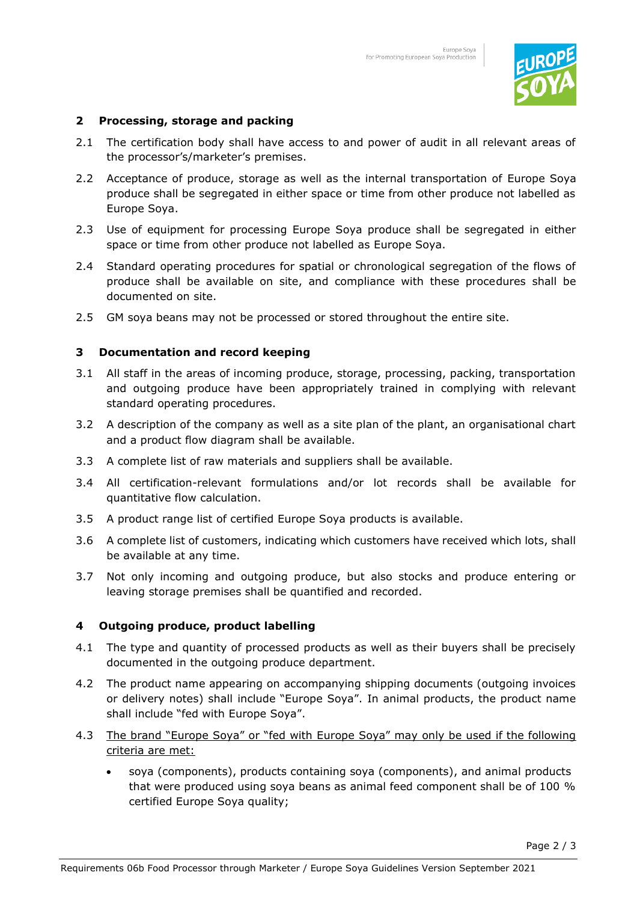## 2 Processing, storage and packing

2.1 The certification body shall have access to and power of audit in all relevant areas of the processor's/marketer's premises.

2.2 Acceptance of produce, storage as well as the internal transportation of Europe Soya produce shall be segregated in either space or time from other produce not labelled as Europe Soya.

2.3 Use of equipment for processing Europe Soya produce shall be segregated in either space or time from other produce not labelled as Europe Soya.

2.4 Standard operating procedures for spatial or chronological segregation of the flows of produce shall be available on site, and compliance with these procedures shall be documented on site.

2.5 GM soya beans may not be processed or stored throughout the entire site.

## 3 Documentation and record keeping

3.1 All staff in the areas of incoming produce, storage, processing, packing, transportation and outgoing produce have been appropriately trained in complying with relevant standard operating procedures.

3.2 A description of the company as well as a site plan of the plant, an organisational chart and a product flow diagram shall be available.

3.3 A complete list of raw materials and suppliers shall be available.

3.4 All certification-relevant formulations and/or lot records shall be available for quantitative flow calculation.

3.5 A product range list of certified Europe Soya products is available.

3.6 A complete list of customers, indicating which customers have received which lots, shall be available at any time.

3.7 Not only incoming and outgoing produce, but also stocks and produce entering or leaving storage premises shall be quantified and recorded.

## 4 Outgoing produce, product labelling

4.1 The type and quantity of processed products as well as their buyers shall be precisely documented in the outgoing produce department.

4.2 The product name appearing on accompanying shipping documents (outgoing invoices or delivery notes) shall include "Europe Soya". In animal products, the product name shall include "fed with Europe Soya".

4.3 <u>The brand "Europe Soya" or "fed with Europe Soya" may only be used if the following criteria are met:</u>

- soya (components), products containing soya (components), and animal products that were produced using soya beans as animal feed component shall be of 100 % certified Europe Soya quality;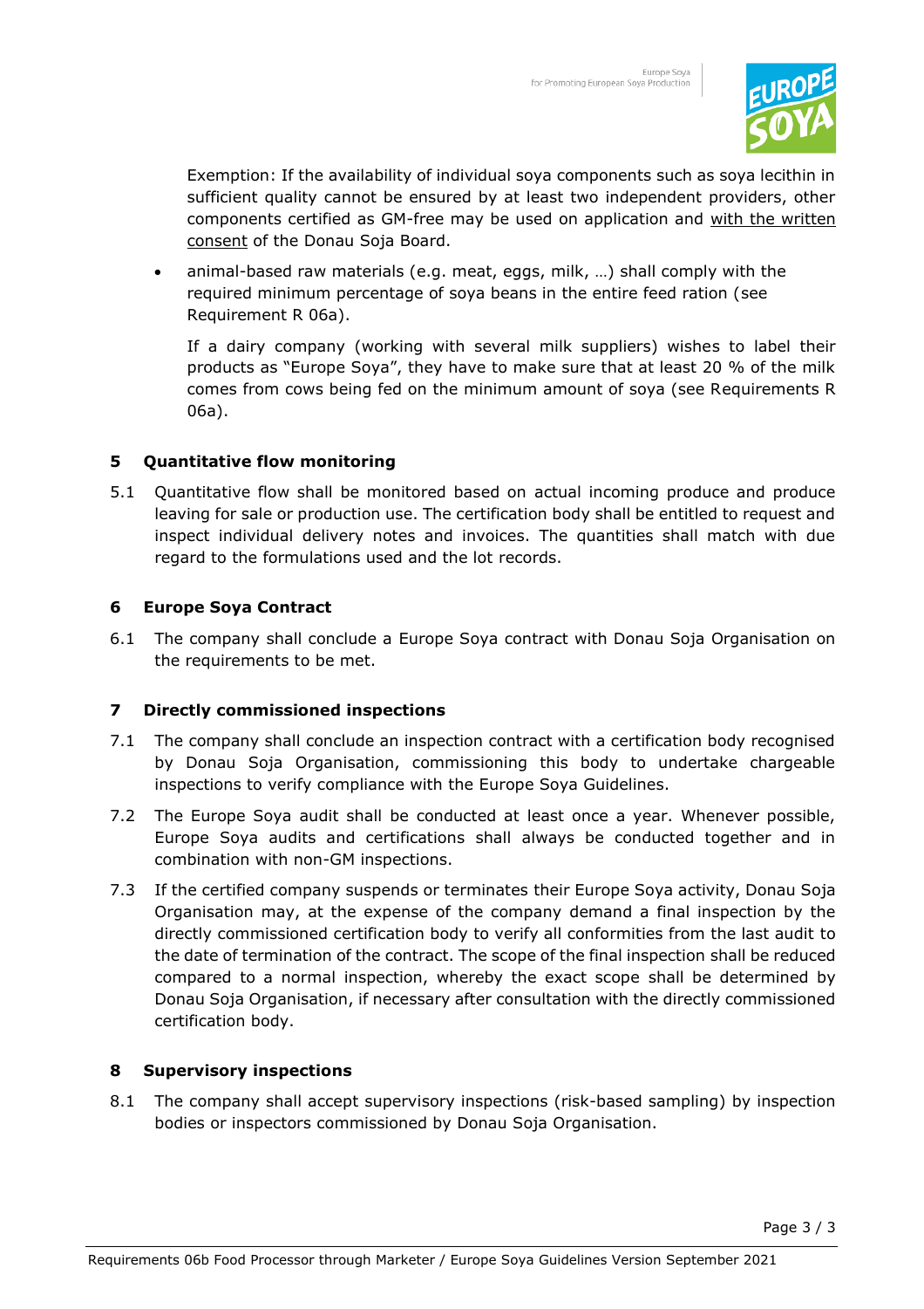Exemption: If the availability of individual soya components such as soya lecithin in sufficient quality cannot be ensured by at least two independent providers, other components certified as GM-free may be used on application and <u>with the written consent</u> of the Donau Soja Board.

- animal-based raw materials (e.g. meat, eggs, milk, …) shall comply with the required minimum percentage of soya beans in the entire feed ration (see Requirement R 06a).

  If a dairy company (working with several milk suppliers) wishes to label their products as "Europe Soya", they have to make sure that at least 20 % of the milk comes from cows being fed on the minimum amount of soya (see Requirements R 06a).

## 5 Quantitative flow monitoring

5.1 Quantitative flow shall be monitored based on actual incoming produce and produce leaving for sale or production use. The certification body shall be entitled to request and inspect individual delivery notes and invoices. The quantities shall match with due regard to the formulations used and the lot records.

## 6 Europe Soya Contract

6.1 The company shall conclude a Europe Soya contract with Donau Soja Organisation on the requirements to be met.

## 7 Directly commissioned inspections

7.1 The company shall conclude an inspection contract with a certification body recognised by Donau Soja Organisation, commissioning this body to undertake chargeable inspections to verify compliance with the Europe Soya Guidelines.

7.2 The Europe Soya audit shall be conducted at least once a year. Whenever possible, Europe Soya audits and certifications shall always be conducted together and in combination with non-GM inspections.

7.3 If the certified company suspends or terminates their Europe Soya activity, Donau Soja Organisation may, at the expense of the company demand a final inspection by the directly commissioned certification body to verify all conformities from the last audit to the date of termination of the contract. The scope of the final inspection shall be reduced compared to a normal inspection, whereby the exact scope shall be determined by Donau Soja Organisation, if necessary after consultation with the directly commissioned certification body.

## 8 Supervisory inspections

8.1 The company shall accept supervisory inspections (risk-based sampling) by inspection bodies or inspectors commissioned by Donau Soja Organisation.